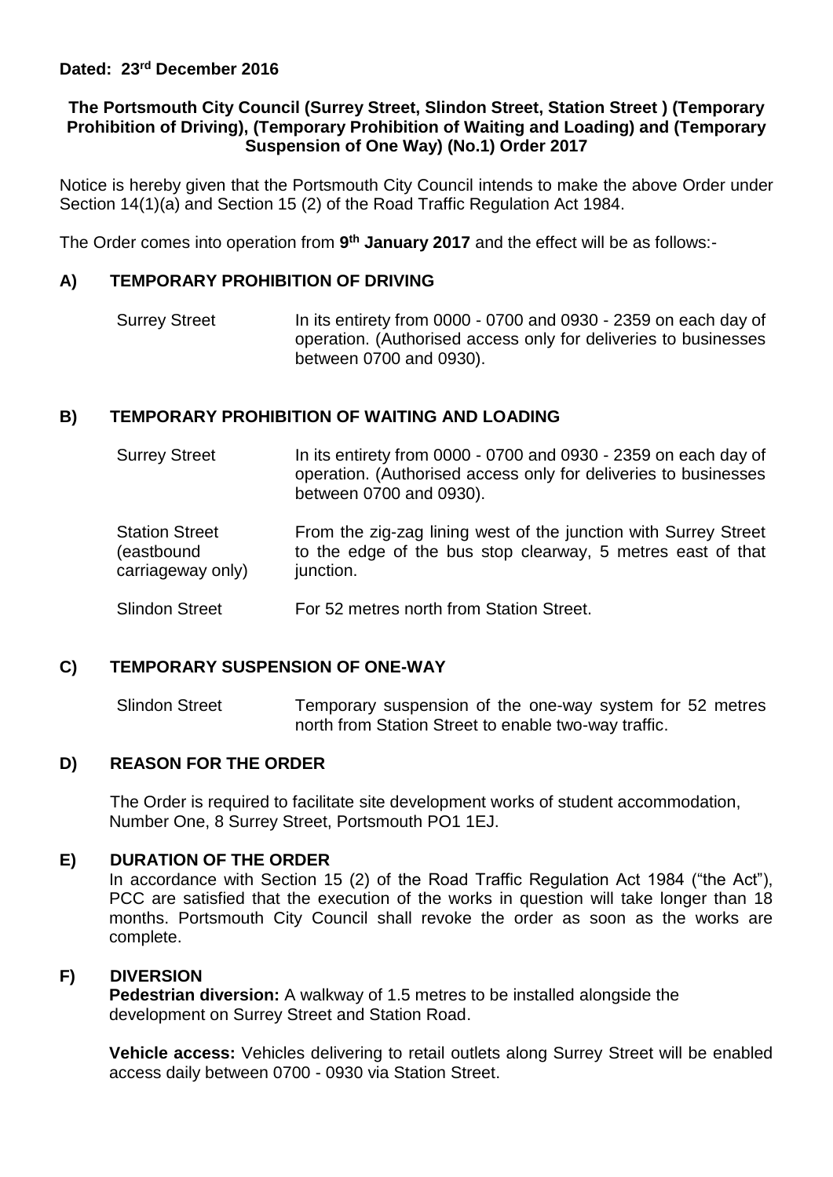**Dated: 23rd December 2016**

**The Portsmouth City Council (Surrey Street, Slindon Street, Station Street ) (Temporary Prohibition of Driving), (Temporary Prohibition of Waiting and Loading) and (Temporary Suspension of One Way) (No.1) Order 2017**

Notice is hereby given that the Portsmouth City Council intends to make the above Order under Section 14(1)(a) and Section 15 (2) of the Road Traffic Regulation Act 1984.

The Order comes into operation from **9th January 2017** and the effect will be as follows:-

## A) TEMPORARY PROHIBITION OF DRIVING

| | |
|---|---|
| Surrey Street | In its entirety from 0000 - 0700 and 0930 - 2359 on each day of operation. (Authorised access only for deliveries to businesses between 0700 and 0930). |

## B) TEMPORARY PROHIBITION OF WAITING AND LOADING

| | |
|---|---|
| Surrey Street | In its entirety from 0000 - 0700 and 0930 - 2359 on each day of operation. (Authorised access only for deliveries to businesses between 0700 and 0930). |
| Station Street (eastbound carriageway only) | From the zig-zag lining west of the junction with Surrey Street to the edge of the bus stop clearway, 5 metres east of that junction. |
| Slindon Street | For 52 metres north from Station Street. |

## C) TEMPORARY SUSPENSION OF ONE-WAY

| | |
|---|---|
| Slindon Street | Temporary suspension of the one-way system for 52 metres north from Station Street to enable two-way traffic. |

## D) REASON FOR THE ORDER

The Order is required to facilitate site development works of student accommodation, Number One, 8 Surrey Street, Portsmouth PO1 1EJ.

## E) DURATION OF THE ORDER

In accordance with Section 15 (2) of the Road Traffic Regulation Act 1984 ("the Act"), PCC are satisfied that the execution of the works in question will take longer than 18 months. Portsmouth City Council shall revoke the order as soon as the works are complete.

## F) DIVERSION

**Pedestrian diversion:** A walkway of 1.5 metres to be installed alongside the development on Surrey Street and Station Road.

**Vehicle access:** Vehicles delivering to retail outlets along Surrey Street will be enabled access daily between 0700 - 0930 via Station Street.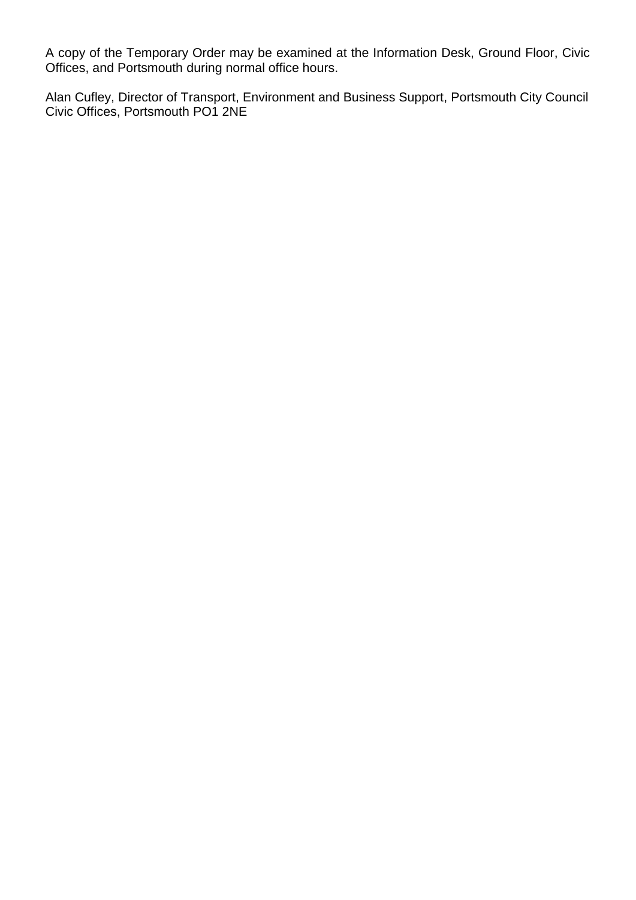A copy of the Temporary Order may be examined at the Information Desk, Ground Floor, Civic Offices, and Portsmouth during normal office hours.

Alan Cufley, Director of Transport, Environment and Business Support, Portsmouth City Council
Civic Offices, Portsmouth PO1 2NE